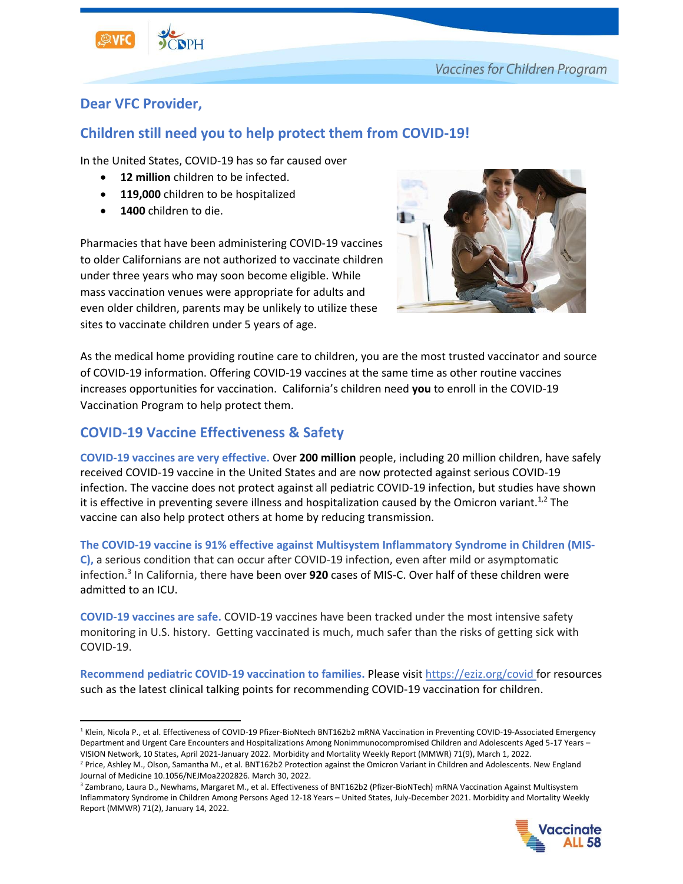*Vaccines for Children Program*

## Dear VFC Provider,

## Children still need you to help protect them from COVID-19!

In the United States, COVID-19 has so far caused over

- **12 million** children to be infected.
- **119,000** children to be hospitalized
- **1400** children to die.

Pharmacies that have been administering COVID-19 vaccines to older Californians are not authorized to vaccinate children under three years who may soon become eligible. While mass vaccination venues were appropriate for adults and even older children, parents may be unlikely to utilize these sites to vaccinate children under 5 years of age.

As the medical home providing routine care to children, you are the most trusted vaccinator and source of COVID-19 information. Offering COVID-19 vaccines at the same time as other routine vaccines increases opportunities for vaccination. California's children need **you** to enroll in the COVID-19 Vaccination Program to help protect them.

## COVID-19 Vaccine Effectiveness & Safety

**COVID-19 vaccines are very effective.** Over **200 million** people, including 20 million children, have safely received COVID-19 vaccine in the United States and are now protected against serious COVID-19 infection. The vaccine does not protect against all pediatric COVID-19 infection, but studies have shown it is effective in preventing severe illness and hospitalization caused by the Omicron variant.[1,2] The vaccine can also help protect others at home by reducing transmission.

**The COVID-19 vaccine is 91% effective against Multisystem Inflammatory Syndrome in Children (MIS-C),** a serious condition that can occur after COVID-19 infection, even after mild or asymptomatic infection.[3] In California, there have been over **920** cases of MIS-C. Over half of these children were admitted to an ICU.

**COVID-19 vaccines are safe.** COVID-19 vaccines have been tracked under the most intensive safety monitoring in U.S. history. Getting vaccinated is much, much safer than the risks of getting sick with COVID-19.

**Recommend pediatric COVID-19 vaccination to families.** Please visit https://eziz.org/covid for resources such as the latest clinical talking points for recommending COVID-19 vaccination for children.

---

[1] Klein, Nicola P., et al. Effectiveness of COVID-19 Pfizer-BioNtech BNT162b2 mRNA Vaccination in Preventing COVID-19-Associated Emergency Department and Urgent Care Encounters and Hospitalizations Among Nonimmunocompromised Children and Adolescents Aged 5-17 Years – VISION Network, 10 States, April 2021-January 2022. Morbidity and Mortality Weekly Report (MMWR) 71(9), March 1, 2022.

[2] Price, Ashley M., Olson, Samantha M., et al. BNT162b2 Protection against the Omicron Variant in Children and Adolescents. New England Journal of Medicine 10.1056/NEJMoa2202826. March 30, 2022.

[3] Zambrano, Laura D., Newhams, Margaret M., et al. Effectiveness of BNT162b2 (Pfizer-BioNTech) mRNA Vaccination Against Multisystem Inflammatory Syndrome in Children Among Persons Aged 12-18 Years – United States, July-December 2021. Morbidity and Mortality Weekly Report (MMWR) 71(2), January 14, 2022.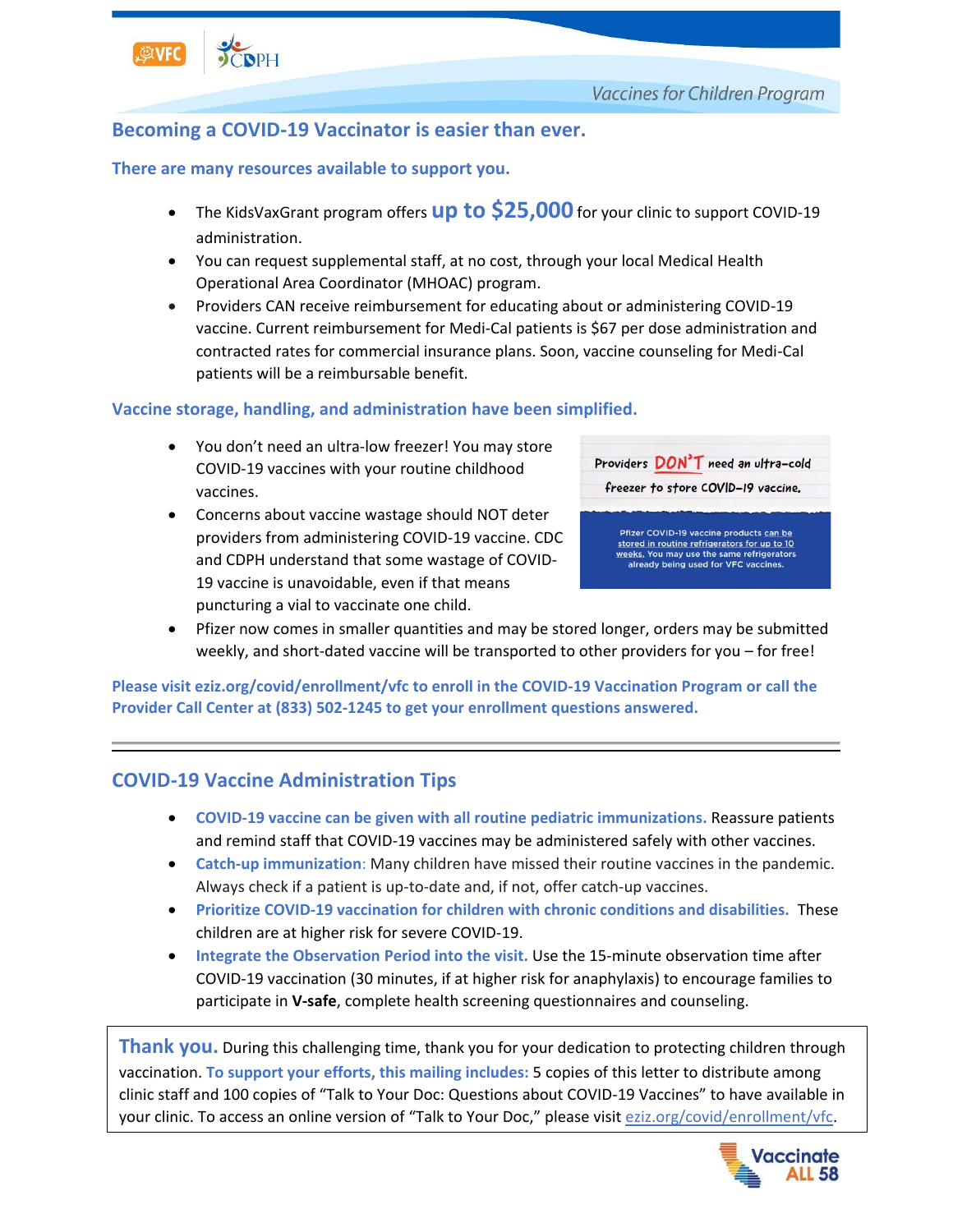Vaccines for Children Program

## Becoming a COVID-19 Vaccinator is easier than ever.

### There are many resources available to support you.

- The KidsVaxGrant program offers **up to $25,000** for your clinic to support COVID-19 administration.
- You can request supplemental staff, at no cost, through your local Medical Health Operational Area Coordinator (MHOAC) program.
- Providers CAN receive reimbursement for educating about or administering COVID-19 vaccine. Current reimbursement for Medi-Cal patients is $67 per dose administration and contracted rates for commercial insurance plans. Soon, vaccine counseling for Medi-Cal patients will be a reimbursable benefit.

### Vaccine storage, handling, and administration have been simplified.

- You don't need an ultra-low freezer! You may store COVID-19 vaccines with your routine childhood vaccines.
- Concerns about vaccine wastage should NOT deter providers from administering COVID-19 vaccine. CDC and CDPH understand that some wastage of COVID-19 vaccine is unavoidable, even if that means puncturing a vial to vaccinate one child.
- Pfizer now comes in smaller quantities and may be stored longer, orders may be submitted weekly, and short-dated vaccine will be transported to other providers for you – for free!

Providers DON'T need an ultra-cold freezer to store COVID-19 vaccine.

Pfizer COVID-19 vaccine products can be stored in routine refrigerators for up to 10 weeks. You may use the same refrigerators already being used for VFC vaccines.

**Please visit eziz.org/covid/enrollment/vfc to enroll in the COVID-19 Vaccination Program or call the Provider Call Center at (833) 502-1245 to get your enrollment questions answered.**

---

## COVID-19 Vaccine Administration Tips

- **COVID-19 vaccine can be given with all routine pediatric immunizations.** Reassure patients and remind staff that COVID-19 vaccines may be administered safely with other vaccines.
- **Catch-up immunization**: Many children have missed their routine vaccines in the pandemic. Always check if a patient is up-to-date and, if not, offer catch-up vaccines.
- **Prioritize COVID-19 vaccination for children with chronic conditions and disabilities.** These children are at higher risk for severe COVID-19.
- **Integrate the Observation Period into the visit.** Use the 15-minute observation time after COVID-19 vaccination (30 minutes, if at higher risk for anaphylaxis) to encourage families to participate in **V-safe**, complete health screening questionnaires and counseling.

**Thank you.** During this challenging time, thank you for your dedication to protecting children through vaccination. **To support your efforts, this mailing includes:** 5 copies of this letter to distribute among clinic staff and 100 copies of "Talk to Your Doc: Questions about COVID-19 Vaccines" to have available in your clinic. To access an online version of "Talk to Your Doc," please visit eziz.org/covid/enrollment/vfc.

Vaccinate ALL 58